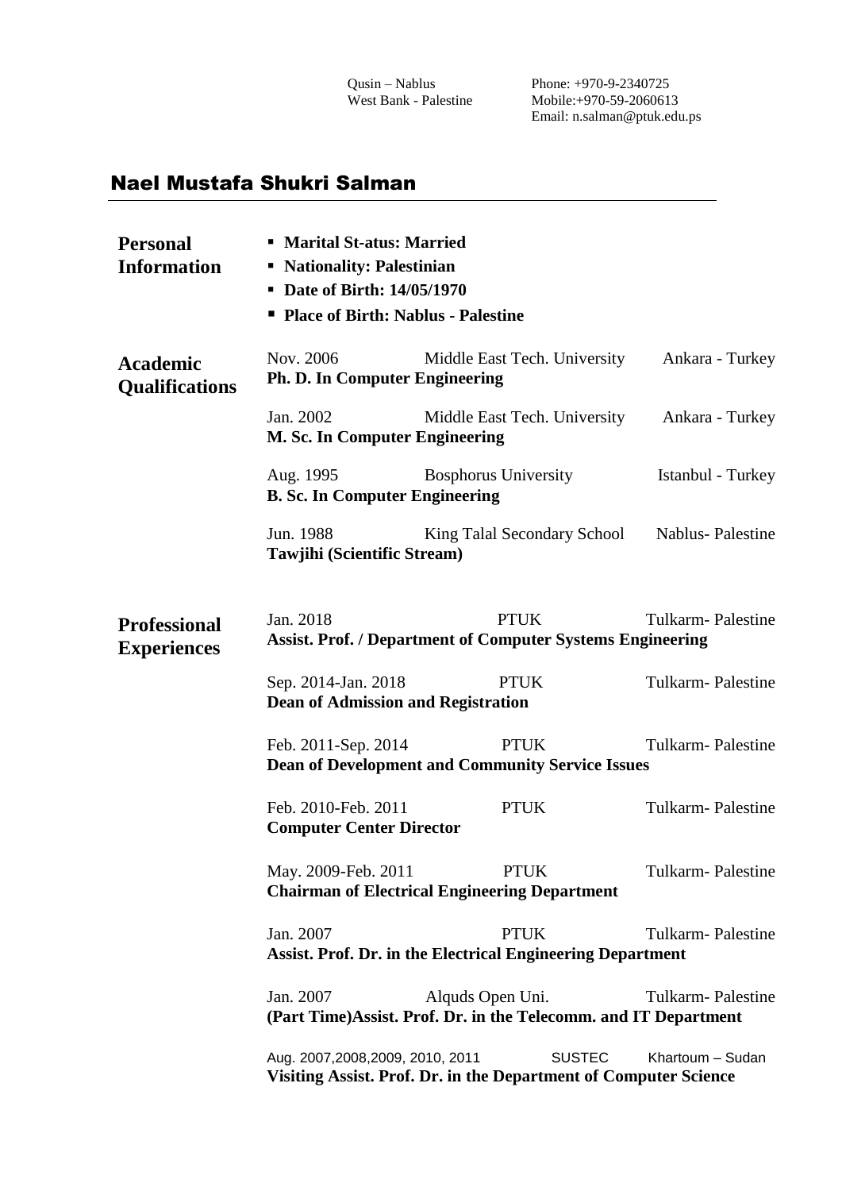Qusin – Nablus
West Bank - Palestine

Phone: +970-9-2340725
Mobile:+970-59-2060613
Email: n.salman@ptuk.edu.ps

# Nael Mustafa Shukri Salman

## Personal Information

- **Marital St-atus: Married**
- **Nationality: Palestinian**
- **Date of Birth: 14/05/1970**
- **Place of Birth: Nablus - Palestine**

## Academic Qualifications

Nov. 2006 — Middle East Tech. University — Ankara - Turkey
**Ph. D. In Computer Engineering**

Jan. 2002 — Middle East Tech. University — Ankara - Turkey
**M. Sc. In Computer Engineering**

Aug. 1995 — Bosphorus University — Istanbul - Turkey
**B. Sc. In Computer Engineering**

Jun. 1988 — King Talal Secondary School — Nablus- Palestine
**Tawjihi (Scientific Stream)**

## Professional Experiences

Jan. 2018 — PTUK — Tulkarm- Palestine
**Assist. Prof. / Department of Computer Systems Engineering**

Sep. 2014-Jan. 2018 — PTUK — Tulkarm- Palestine
**Dean of Admission and Registration**

Feb. 2011-Sep. 2014 — PTUK — Tulkarm- Palestine
**Dean of Development and Community Service Issues**

Feb. 2010-Feb. 2011 — PTUK — Tulkarm- Palestine
**Computer Center Director**

May. 2009-Feb. 2011 — PTUK — Tulkarm- Palestine
**Chairman of Electrical Engineering Department**

Jan. 2007 — PTUK — Tulkarm- Palestine
**Assist. Prof. Dr. in the Electrical Engineering Department**

Jan. 2007 — Alquds Open Uni. — Tulkarm- Palestine
**(Part Time)Assist. Prof. Dr. in the Telecomm. and IT Department**

Aug. 2007,2008,2009, 2010, 2011 — SUSTEC — Khartoum – Sudan
**Visiting Assist. Prof. Dr. in the Department of Computer Science**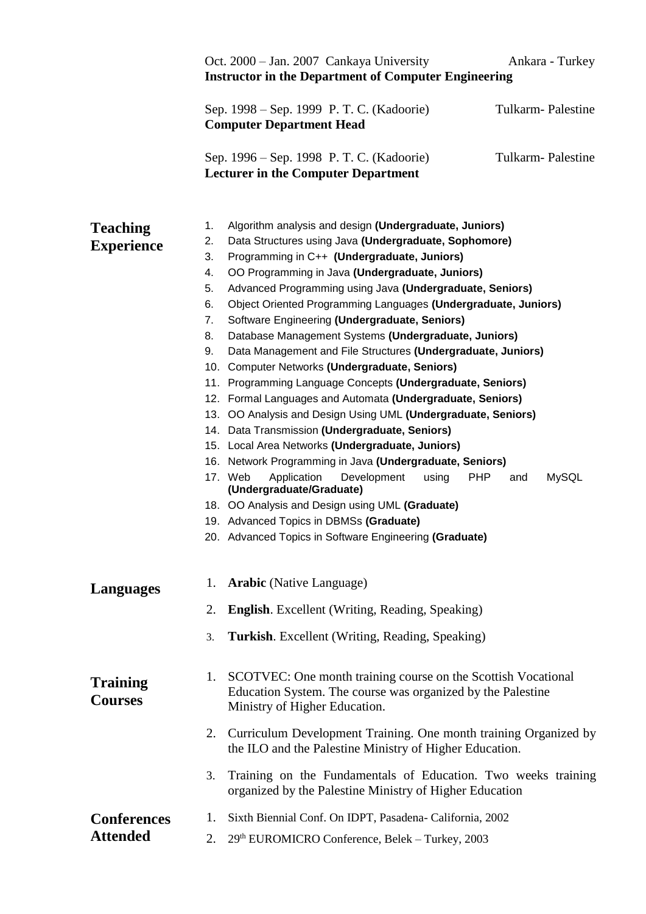Oct. 2000 – Jan. 2007 Cankaya University — Ankara - Turkey
**Instructor in the Department of Computer Engineering**

Sep. 1998 – Sep. 1999 P. T. C. (Kadoorie) — Tulkarm- Palestine
**Computer Department Head**

Sep. 1996 – Sep. 1998 P. T. C. (Kadoorie) — Tulkarm- Palestine
**Lecturer in the Computer Department**

## Teaching Experience

1. Algorithm analysis and design **(Undergraduate, Juniors)**
2. Data Structures using Java **(Undergraduate, Sophomore)**
3. Programming in C++ **(Undergraduate, Juniors)**
4. OO Programming in Java **(Undergraduate, Juniors)**
5. Advanced Programming using Java **(Undergraduate, Seniors)**
6. Object Oriented Programming Languages **(Undergraduate, Juniors)**
7. Software Engineering **(Undergraduate, Seniors)**
8. Database Management Systems **(Undergraduate, Juniors)**
9. Data Management and File Structures **(Undergraduate, Juniors)**
10. Computer Networks **(Undergraduate, Seniors)**
11. Programming Language Concepts **(Undergraduate, Seniors)**
12. Formal Languages and Automata **(Undergraduate, Seniors)**
13. OO Analysis and Design Using UML **(Undergraduate, Seniors)**
14. Data Transmission **(Undergraduate, Seniors)**
15. Local Area Networks **(Undergraduate, Juniors)**
16. Network Programming in Java **(Undergraduate, Seniors)**
17. Web Application Development using PHP and MySQL **(Undergraduate/Graduate)**
18. OO Analysis and Design using UML **(Graduate)**
19. Advanced Topics in DBMSs **(Graduate)**
20. Advanced Topics in Software Engineering **(Graduate)**

## Languages

1. **Arabic** (Native Language)
2. **English**. Excellent (Writing, Reading, Speaking)
3. **Turkish**. Excellent (Writing, Reading, Speaking)

## Training Courses

1. SCOTVEC: One month training course on the Scottish Vocational Education System. The course was organized by the Palestine Ministry of Higher Education.
2. Curriculum Development Training. One month training Organized by the ILO and the Palestine Ministry of Higher Education.
3. Training on the Fundamentals of Education. Two weeks training organized by the Palestine Ministry of Higher Education

## Conferences Attended

1. Sixth Biennial Conf. On IDPT, Pasadena- California, 2002
2. 29th EUROMICRO Conference, Belek – Turkey, 2003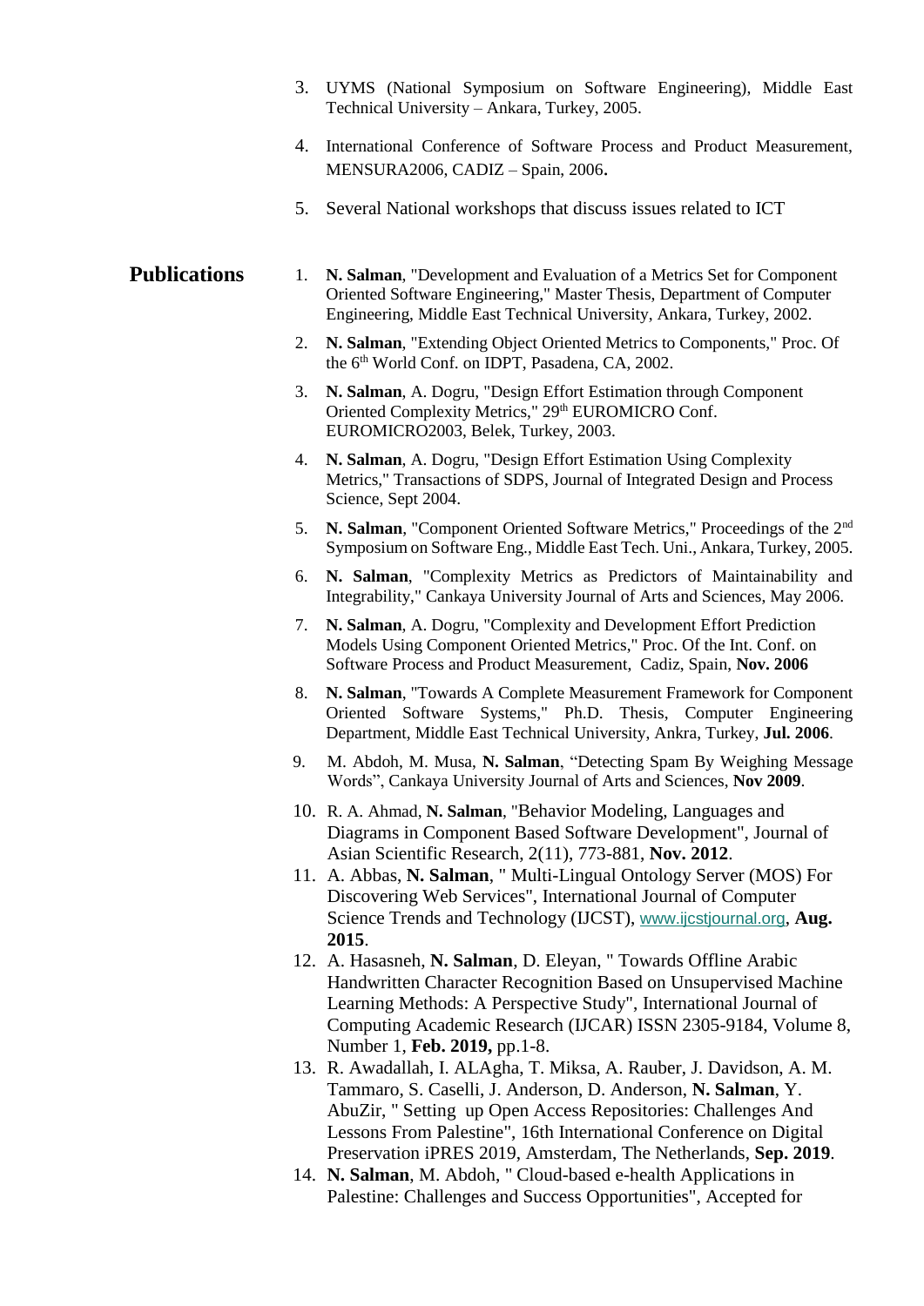3. UYMS (National Symposium on Software Engineering), Middle East Technical University – Ankara, Turkey, 2005.
4. International Conference of Software Process and Product Measurement, MENSURA2006, CADIZ – Spain, 2006.
5. Several National workshops that discuss issues related to ICT

## Publications

1. **N. Salman**, "Development and Evaluation of a Metrics Set for Component Oriented Software Engineering," Master Thesis, Department of Computer Engineering, Middle East Technical University, Ankara, Turkey, 2002.
2. **N. Salman**, "Extending Object Oriented Metrics to Components," Proc. Of the 6th World Conf. on IDPT, Pasadena, CA, 2002.
3. **N. Salman**, A. Dogru, "Design Effort Estimation through Component Oriented Complexity Metrics," 29th EUROMICRO Conf. EUROMICRO2003, Belek, Turkey, 2003.
4. **N. Salman**, A. Dogru, "Design Effort Estimation Using Complexity Metrics," Transactions of SDPS, Journal of Integrated Design and Process Science, Sept 2004.
5. **N. Salman**, "Component Oriented Software Metrics," Proceedings of the 2nd Symposium on Software Eng., Middle East Tech. Uni., Ankara, Turkey, 2005.
6. **N. Salman**, "Complexity Metrics as Predictors of Maintainability and Integrability," Cankaya University Journal of Arts and Sciences, May 2006.
7. **N. Salman**, A. Dogru, "Complexity and Development Effort Prediction Models Using Component Oriented Metrics," Proc. Of the Int. Conf. on Software Process and Product Measurement, Cadiz, Spain, **Nov. 2006**
8. **N. Salman**, "Towards A Complete Measurement Framework for Component Oriented Software Systems," Ph.D. Thesis, Computer Engineering Department, Middle East Technical University, Ankra, Turkey, **Jul. 2006**.
9. M. Abdoh, M. Musa, **N. Salman**, "Detecting Spam By Weighing Message Words", Cankaya University Journal of Arts and Sciences, **Nov 2009**.
10. R. A. Ahmad, **N. Salman**, "Behavior Modeling, Languages and Diagrams in Component Based Software Development", Journal of Asian Scientific Research, 2(11), 773-881, **Nov. 2012**.
11. A. Abbas, **N. Salman**, " Multi-Lingual Ontology Server (MOS) For Discovering Web Services", International Journal of Computer Science Trends and Technology (IJCST), www.ijcstjournal.org, **Aug. 2015**.
12. A. Hasasneh, **N. Salman**, D. Eleyan, " Towards Offline Arabic Handwritten Character Recognition Based on Unsupervised Machine Learning Methods: A Perspective Study", International Journal of Computing Academic Research (IJCAR) ISSN 2305-9184, Volume 8, Number 1, **Feb. 2019,** pp.1-8.
13. R. Awadallah, I. ALAgha, T. Miksa, A. Rauber, J. Davidson, A. M. Tammaro, S. Caselli, J. Anderson, D. Anderson, **N. Salman**, Y. AbuZir, " Setting up Open Access Repositories: Challenges And Lessons From Palestine", 16th International Conference on Digital Preservation iPRES 2019, Amsterdam, The Netherlands, **Sep. 2019**.
14. **N. Salman**, M. Abdoh, " Cloud-based e-health Applications in Palestine: Challenges and Success Opportunities", Accepted for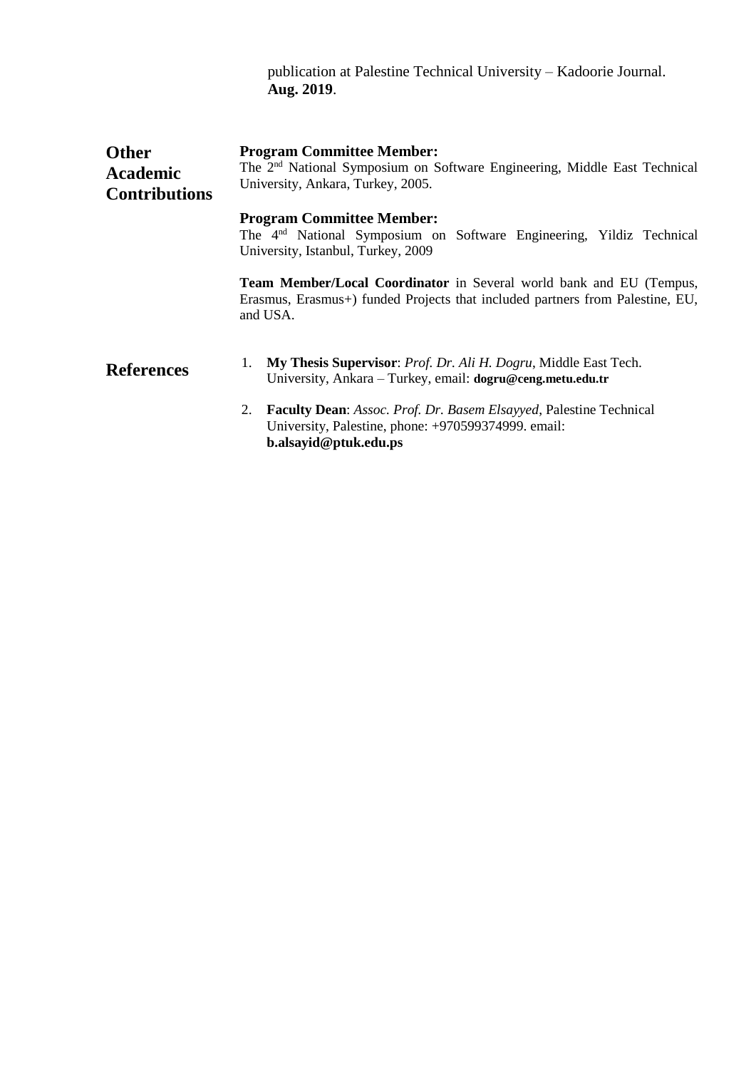publication at Palestine Technical University – Kadoorie Journal. **Aug. 2019**.

## Other Academic Contributions

**Program Committee Member:**
The 2nd National Symposium on Software Engineering, Middle East Technical University, Ankara, Turkey, 2005.

**Program Committee Member:**
The 4nd National Symposium on Software Engineering, Yildiz Technical University, Istanbul, Turkey, 2009

**Team Member/Local Coordinator** in Several world bank and EU (Tempus, Erasmus, Erasmus+) funded Projects that included partners from Palestine, EU, and USA.

## References

1. **My Thesis Supervisor**: *Prof. Dr. Ali H. Dogru*, Middle East Tech. University, Ankara – Turkey, email: **dogru@ceng.metu.edu.tr**
2. **Faculty Dean**: *Assoc. Prof. Dr. Basem Elsayyed*, Palestine Technical University, Palestine, phone: +970599374999. email: **b.alsayid@ptuk.edu.ps**